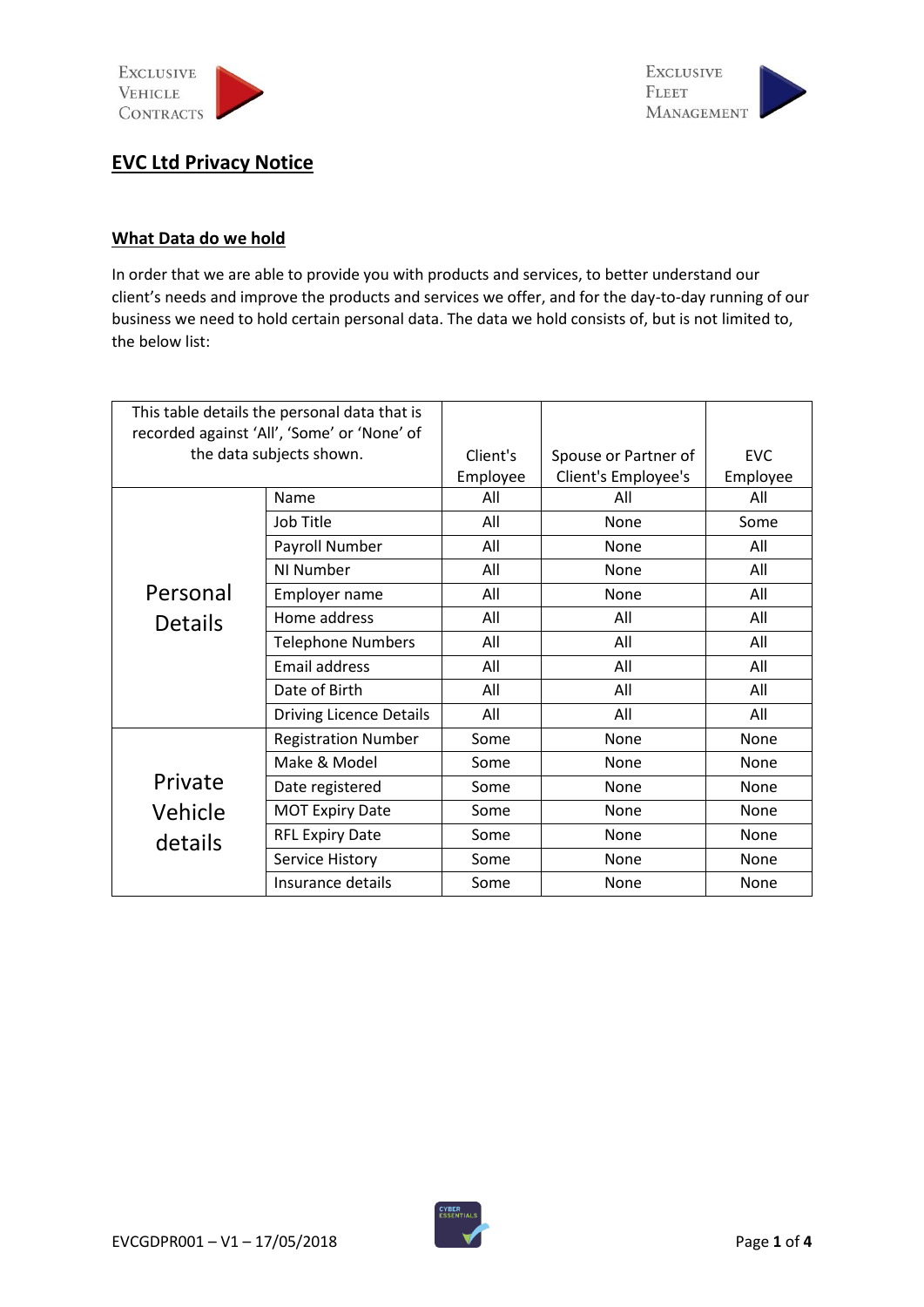# EVC Ltd Privacy Notice

## What Data do we hold

In order that we are able to provide you with products and services, to better understand our client's needs and improve the products and services we offer, and for the day-to-day running of our business we need to hold certain personal data. The data we hold consists of, but is not limited to, the below list:

| This table details the personal data that is recorded against 'All', 'Some' or 'None' of the data subjects shown. | | Client's Employee | Spouse or Partner of Client's Employee's | EVC Employee |
|---|---|---|---|---|
| Personal Details | Name | All | All | All |
| | Job Title | All | None | Some |
| | Payroll Number | All | None | All |
| | NI Number | All | None | All |
| | Employer name | All | None | All |
| | Home address | All | All | All |
| | Telephone Numbers | All | All | All |
| | Email address | All | All | All |
| | Date of Birth | All | All | All |
| | Driving Licence Details | All | All | All |
| Private Vehicle details | Registration Number | Some | None | None |
| | Make & Model | Some | None | None |
| | Date registered | Some | None | None |
| | MOT Expiry Date | Some | None | None |
| | RFL Expiry Date | Some | None | None |
| | Service History | Some | None | None |
| | Insurance details | Some | None | None |

EVCGDPR001 – V1 – 17/05/2018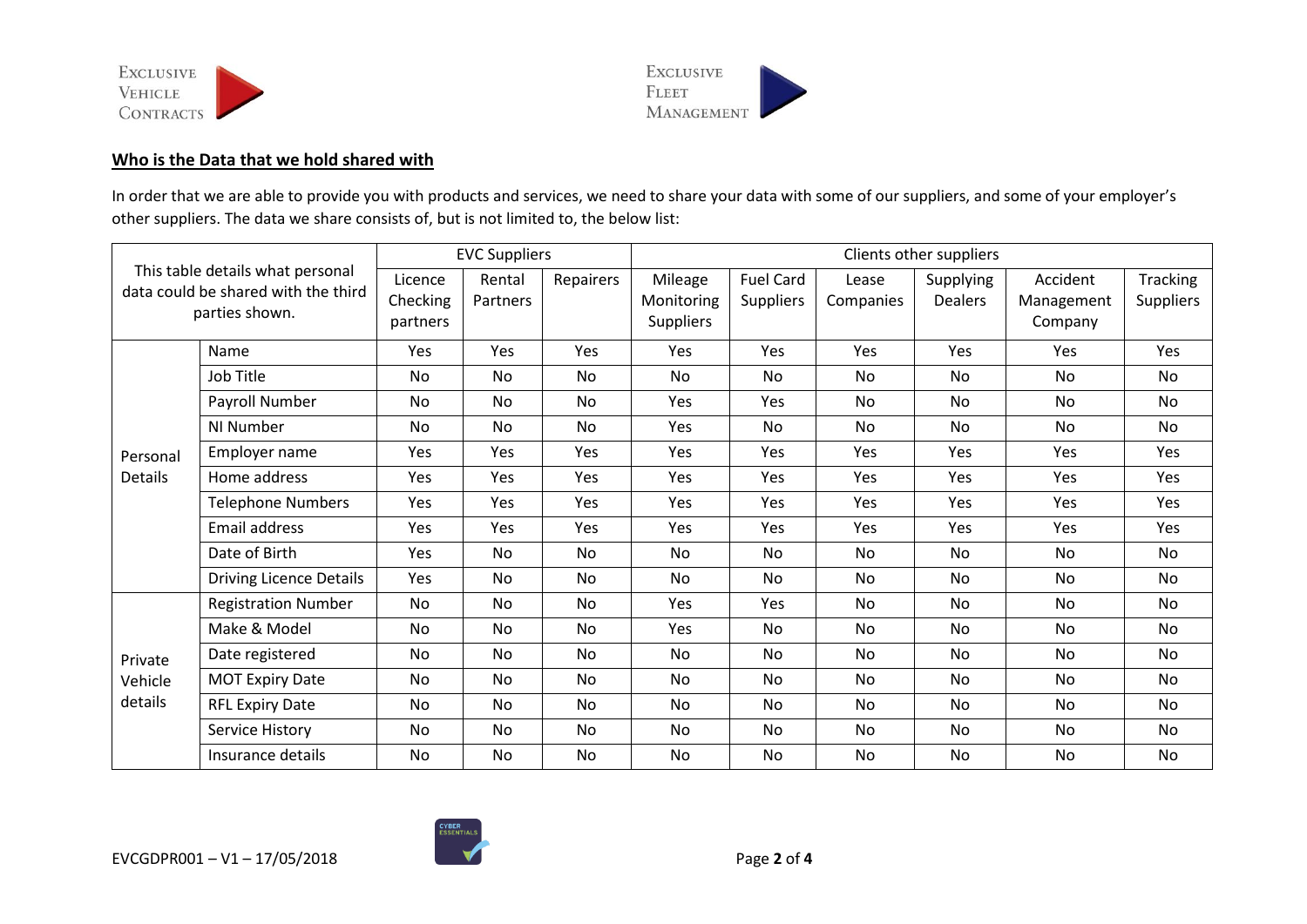## Who is the Data that we hold shared with

In order that we are able to provide you with products and services, we need to share your data with some of our suppliers, and some of your employer's other suppliers. The data we share consists of, but is not limited to, the below list:

| This table details what personal data could be shared with the third parties shown. | | EVC Suppliers | | | Clients other suppliers | | | | | |
|---|---|---|---|---|---|---|---|---|---|---|
| | | Licence Checking partners | Rental Partners | Repairers | Mileage Monitoring Suppliers | Fuel Card Suppliers | Lease Companies | Supplying Dealers | Accident Management Company | Tracking Suppliers |
| Personal Details | Name | Yes | Yes | Yes | Yes | Yes | Yes | Yes | Yes | Yes |
| | Job Title | No | No | No | No | No | No | No | No | No |
| | Payroll Number | No | No | No | Yes | Yes | No | No | No | No |
| | NI Number | No | No | No | Yes | No | No | No | No | No |
| | Employer name | Yes | Yes | Yes | Yes | Yes | Yes | Yes | Yes | Yes |
| | Home address | Yes | Yes | Yes | Yes | Yes | Yes | Yes | Yes | Yes |
| | Telephone Numbers | Yes | Yes | Yes | Yes | Yes | Yes | Yes | Yes | Yes |
| | Email address | Yes | Yes | Yes | Yes | Yes | Yes | Yes | Yes | Yes |
| | Date of Birth | Yes | No | No | No | No | No | No | No | No |
| | Driving Licence Details | Yes | No | No | No | No | No | No | No | No |
| Private Vehicle details | Registration Number | No | No | No | Yes | Yes | No | No | No | No |
| | Make & Model | No | No | No | Yes | No | No | No | No | No |
| | Date registered | No | No | No | No | No | No | No | No | No |
| | MOT Expiry Date | No | No | No | No | No | No | No | No | No |
| | RFL Expiry Date | No | No | No | No | No | No | No | No | No |
| | Service History | No | No | No | No | No | No | No | No | No |
| | Insurance details | No | No | No | No | No | No | No | No | No |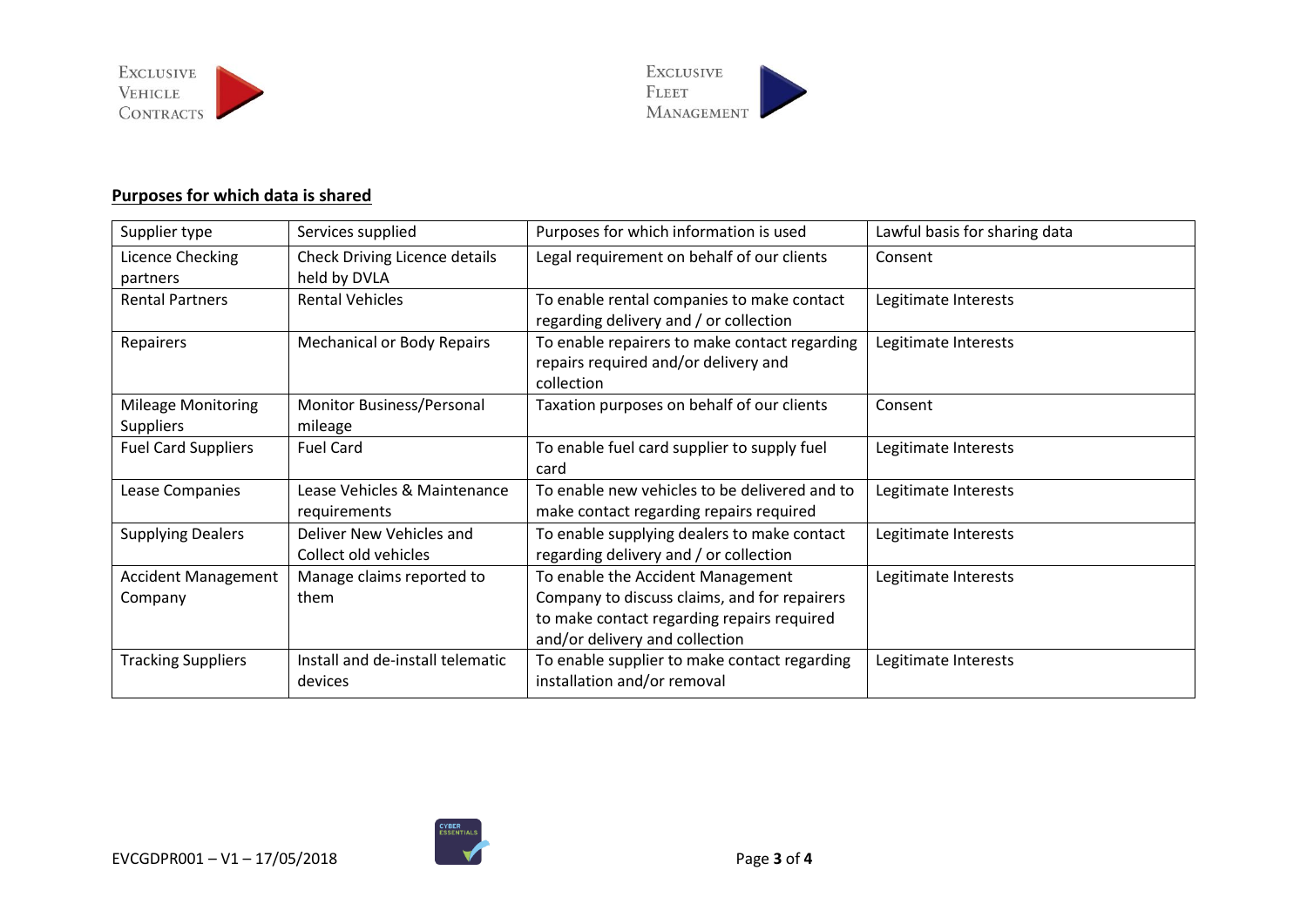**Purposes for which data is shared**

| Supplier type | Services supplied | Purposes for which information is used | Lawful basis for sharing data |
|---|---|---|---|
| Licence Checking partners | Check Driving Licence details held by DVLA | Legal requirement on behalf of our clients | Consent |
| Rental Partners | Rental Vehicles | To enable rental companies to make contact regarding delivery and / or collection | Legitimate Interests |
| Repairers | Mechanical or Body Repairs | To enable repairers to make contact regarding repairs required and/or delivery and collection | Legitimate Interests |
| Mileage Monitoring Suppliers | Monitor Business/Personal mileage | Taxation purposes on behalf of our clients | Consent |
| Fuel Card Suppliers | Fuel Card | To enable fuel card supplier to supply fuel card | Legitimate Interests |
| Lease Companies | Lease Vehicles & Maintenance requirements | To enable new vehicles to be delivered and to make contact regarding repairs required | Legitimate Interests |
| Supplying Dealers | Deliver New Vehicles and Collect old vehicles | To enable supplying dealers to make contact regarding delivery and / or collection | Legitimate Interests |
| Accident Management Company | Manage claims reported to them | To enable the Accident Management Company to discuss claims, and for repairers to make contact regarding repairs required and/or delivery and collection | Legitimate Interests |
| Tracking Suppliers | Install and de-install telematic devices | To enable supplier to make contact regarding installation and/or removal | Legitimate Interests |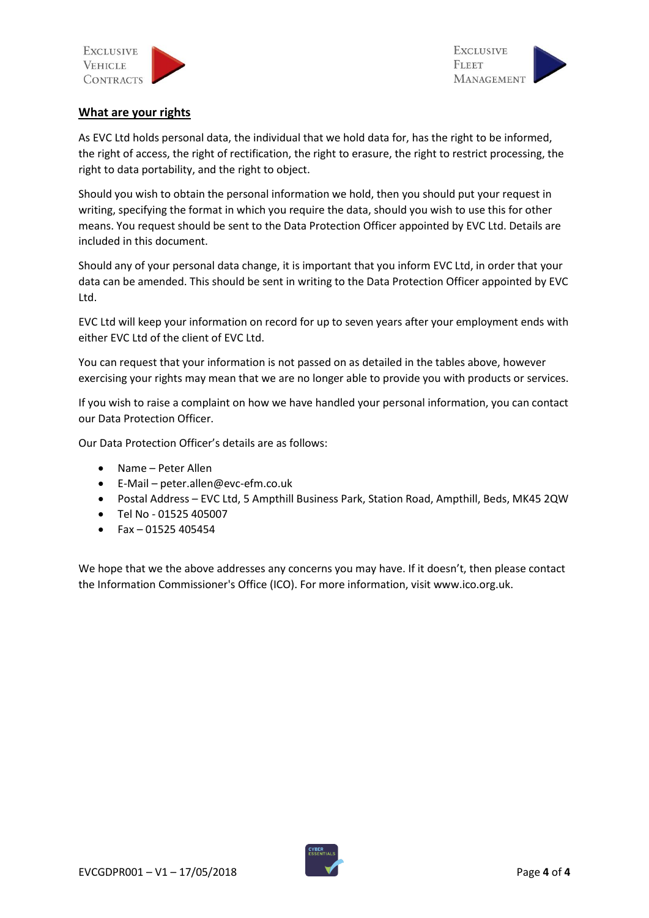## What are your rights

As EVC Ltd holds personal data, the individual that we hold data for, has the right to be informed, the right of access, the right of rectification, the right to erasure, the right to restrict processing, the right to data portability, and the right to object.

Should you wish to obtain the personal information we hold, then you should put your request in writing, specifying the format in which you require the data, should you wish to use this for other means. You request should be sent to the Data Protection Officer appointed by EVC Ltd. Details are included in this document.

Should any of your personal data change, it is important that you inform EVC Ltd, in order that your data can be amended. This should be sent in writing to the Data Protection Officer appointed by EVC Ltd.

EVC Ltd will keep your information on record for up to seven years after your employment ends with either EVC Ltd of the client of EVC Ltd.

You can request that your information is not passed on as detailed in the tables above, however exercising your rights may mean that we are no longer able to provide you with products or services.

If you wish to raise a complaint on how we have handled your personal information, you can contact our Data Protection Officer.

Our Data Protection Officer's details are as follows:

- Name – Peter Allen
- E-Mail – peter.allen@evc-efm.co.uk
- Postal Address – EVC Ltd, 5 Ampthill Business Park, Station Road, Ampthill, Beds, MK45 2QW
- Tel No - 01525 405007
- Fax – 01525 405454

We hope that we the above addresses any concerns you may have. If it doesn't, then please contact the Information Commissioner's Office (ICO). For more information, visit www.ico.org.uk.

EVCGDPR001 – V1 – 17/05/2018